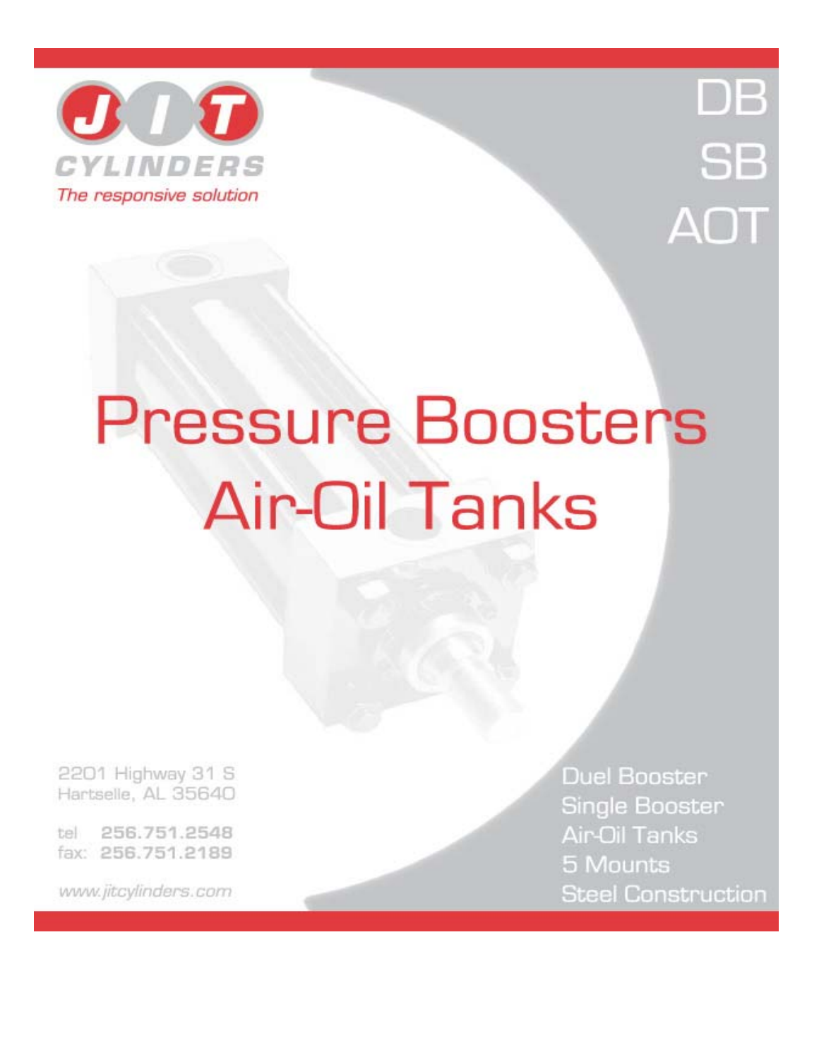**JIT CYLINDERS**

*The responsive solution*

DB
SB
AOT

# Pressure Boosters
# Air-Oil Tanks

2201 Highway 31 S
Hartselle, AL 35640

tel **256.751.2548**
fax: **256.751.2189**

*www.jitcylinders.com*

Duel Booster
Single Booster
Air-Oil Tanks
5 Mounts
Steel Construction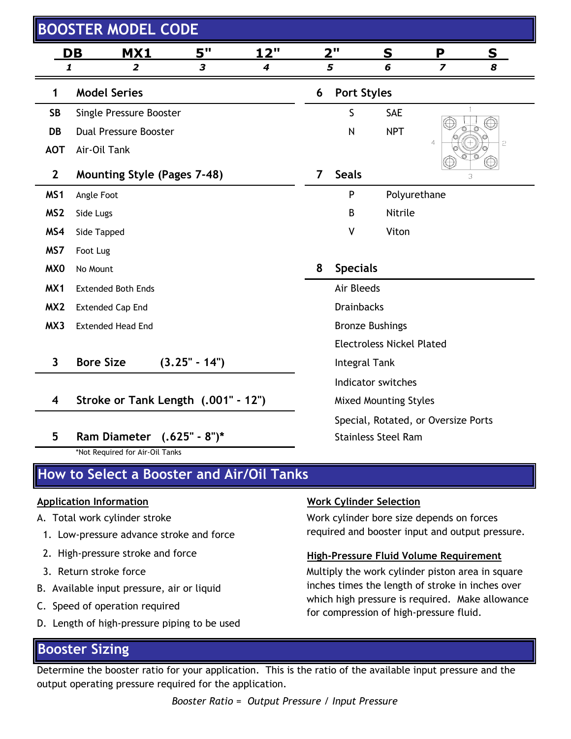## BOOSTER MODEL CODE

| DB | MX1 | 5" | 12" | 2" | S | P | S |
|---|---|---|---|---|---|---|---|
| 1 | 2 | 3 | 4 | 5 | 6 | 7 | 8 |

### 1 Model Series

| Code | Description |
|---|---|
| SB | Single Pressure Booster |
| DB | Dual Pressure Booster |
| AOT | Air-Oil Tank |

### 2 Mounting Style (Pages 7-48)

| Code | Description |
|---|---|
| MS1 | Angle Foot |
| MS2 | Side Lugs |
| MS4 | Side Tapped |
| MS7 | Foot Lug |
| MX0 | No Mount |
| MX1 | Extended Both Ends |
| MX2 | Extended Cap End |
| MX3 | Extended Head End |

### 3 Bore Size (3.25" - 14")

### 4 Stroke or Tank Length (.001" - 12")

### 5 Ram Diameter (.625" - 8")*

*Not Required for Air-Oil Tanks

### 6 Port Styles

| Code | Description |
|---|---|
| S | SAE |
| N | NPT |

### 7 Seals

| Code | Description |
|---|---|
| P | Polyurethane |
| B | Nitrile |
| V | Viton |

### 8 Specials

- Air Bleeds
- Drainbacks
- Bronze Bushings
- Electroless Nickel Plated
- Integral Tank
- Indicator switches
- Mixed Mounting Styles
- Special, Rotated, or Oversize Ports
- Stainless Steel Ram

## How to Select a Booster and Air/Oil Tanks

### Application Information

A. Total work cylinder stroke
  1. Low-pressure advance stroke and force
  2. High-pressure stroke and force
  3. Return stroke force

B. Available input pressure, air or liquid

C. Speed of operation required

D. Length of high-pressure piping to be used

### Work Cylinder Selection

Work cylinder bore size depends on forces required and booster input and output pressure.

### High-Pressure Fluid Volume Requirement

Multiply the work cylinder piston area in square inches times the length of stroke in inches over which high pressure is required. Make allowance for compression of high-pressure fluid.

## Booster Sizing

Determine the booster ratio for your application. This is the ratio of the available input pressure and the output operating pressure required for the application.

*Booster Ratio = Output Pressure / Input Pressure*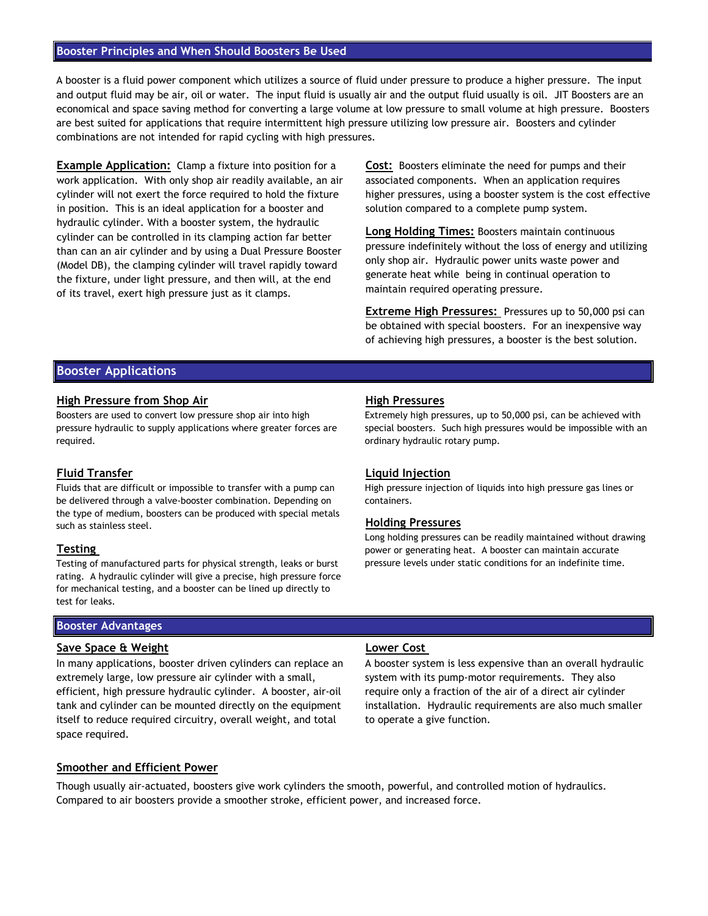## Booster Principles and When Should Boosters Be Used

A booster is a fluid power component which utilizes a source of fluid under pressure to produce a higher pressure. The input and output fluid may be air, oil or water. The input fluid is usually air and the output fluid usually is oil. JIT Boosters are an economical and space saving method for converting a large volume at low pressure to small volume at high pressure. Boosters are best suited for applications that require intermittent high pressure utilizing low pressure air. Boosters and cylinder combinations are not intended for rapid cycling with high pressures.

**Example Application:** Clamp a fixture into position for a work application. With only shop air readily available, an air cylinder will not exert the force required to hold the fixture in position. This is an ideal application for a booster and hydraulic cylinder. With a booster system, the hydraulic cylinder can be controlled in its clamping action far better than can an air cylinder and by using a Dual Pressure Booster (Model DB), the clamping cylinder will travel rapidly toward the fixture, under light pressure, and then will, at the end of its travel, exert high pressure just as it clamps.

**Cost:** Boosters eliminate the need for pumps and their associated components. When an application requires higher pressures, using a booster system is the cost effective solution compared to a complete pump system.

**Long Holding Times:** Boosters maintain continuous pressure indefinitely without the loss of energy and utilizing only shop air. Hydraulic power units waste power and generate heat while being in continual operation to maintain required operating pressure.

**Extreme High Pressures:** Pressures up to 50,000 psi can be obtained with special boosters. For an inexpensive way of achieving high pressures, a booster is the best solution.

## Booster Applications

### High Pressure from Shop Air

Boosters are used to convert low pressure shop air into high pressure hydraulic to supply applications where greater forces are required.

### Fluid Transfer

Fluids that are difficult or impossible to transfer with a pump can be delivered through a valve-booster combination. Depending on the type of medium, boosters can be produced with special metals such as stainless steel.

### Testing

Testing of manufactured parts for physical strength, leaks or burst rating. A hydraulic cylinder will give a precise, high pressure force for mechanical testing, and a booster can be lined up directly to test for leaks.

### High Pressures

Extremely high pressures, up to 50,000 psi, can be achieved with special boosters. Such high pressures would be impossible with an ordinary hydraulic rotary pump.

### Liquid Injection

High pressure injection of liquids into high pressure gas lines or containers.

### Holding Pressures

Long holding pressures can be readily maintained without drawing power or generating heat. A booster can maintain accurate pressure levels under static conditions for an indefinite time.

## Booster Advantages

### Save Space & Weight

In many applications, booster driven cylinders can replace an extremely large, low pressure air cylinder with a small, efficient, high pressure hydraulic cylinder. A booster, air-oil tank and cylinder can be mounted directly on the equipment itself to reduce required circuitry, overall weight, and total space required.

### Lower Cost

A booster system is less expensive than an overall hydraulic system with its pump-motor requirements. They also require only a fraction of the air of a direct air cylinder installation. Hydraulic requirements are also much smaller to operate a give function.

### Smoother and Efficient Power

Though usually air-actuated, boosters give work cylinders the smooth, powerful, and controlled motion of hydraulics. Compared to air boosters provide a smoother stroke, efficient power, and increased force.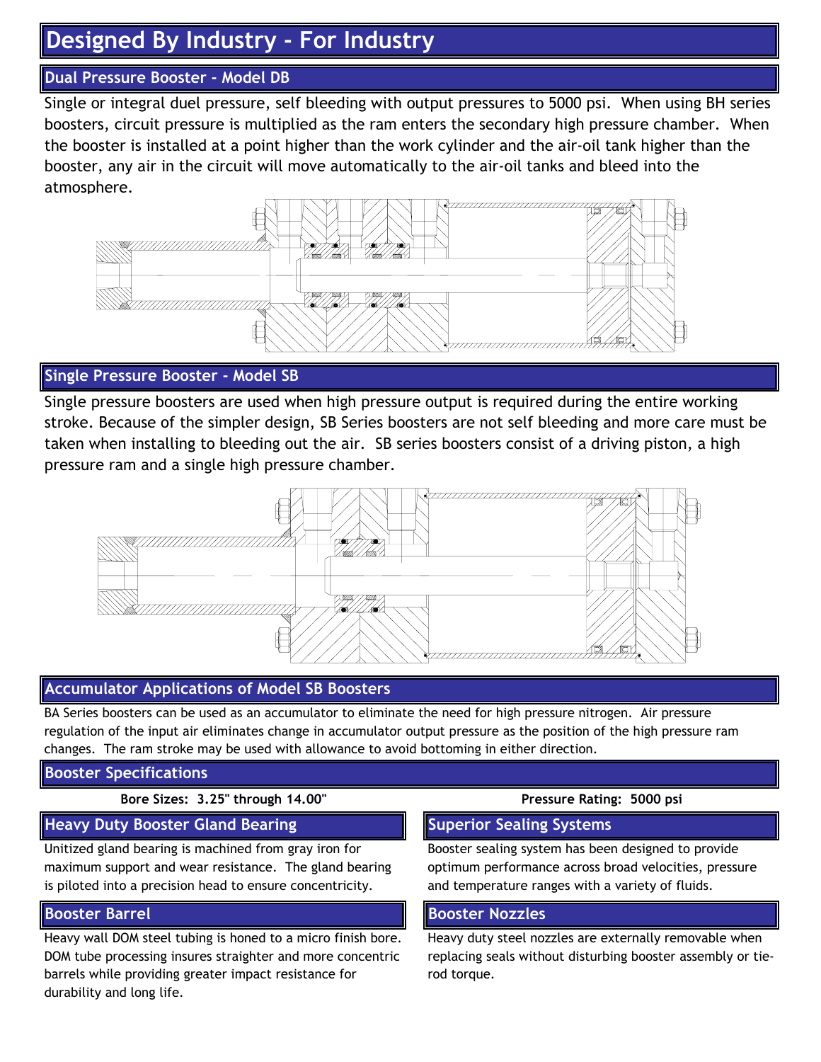# Designed By Industry - For Industry

## Dual Pressure Booster - Model DB

Single or integral duel pressure, self bleeding with output pressures to 5000 psi. When using BH series boosters, circuit pressure is multiplied as the ram enters the secondary high pressure chamber. When the booster is installed at a point higher than the work cylinder and the air-oil tank higher than the booster, any air in the circuit will move automatically to the air-oil tanks and bleed into the atmosphere.

## Single Pressure Booster - Model SB

Single pressure boosters are used when high pressure output is required during the entire working stroke. Because of the simpler design, SB Series boosters are not self bleeding and more care must be taken when installing to bleeding out the air. SB series boosters consist of a driving piston, a high pressure ram and a single high pressure chamber.

## Accumulator Applications of Model SB Boosters

BA Series boosters can be used as an accumulator to eliminate the need for high pressure nitrogen. Air pressure regulation of the input air eliminates change in accumulator output pressure as the position of the high pressure ram changes. The ram stroke may be used with allowance to avoid bottoming in either direction.

## Booster Specifications

**Bore Sizes: 3.25" through 14.00"**

**Pressure Rating: 5000 psi**

### Heavy Duty Booster Gland Bearing

Unitized gland bearing is machined from gray iron for maximum support and wear resistance. The gland bearing is piloted into a precision head to ensure concentricity.

### Booster Barrel

Heavy wall DOM steel tubing is honed to a micro finish bore. DOM tube processing insures straighter and more concentric barrels while providing greater impact resistance for durability and long life.

### Superior Sealing Systems

Booster sealing system has been designed to provide optimum performance across broad velocities, pressure and temperature ranges with a variety of fluids.

### Booster Nozzles

Heavy duty steel nozzles are externally removable when replacing seals without disturbing booster assembly or tie-rod torque.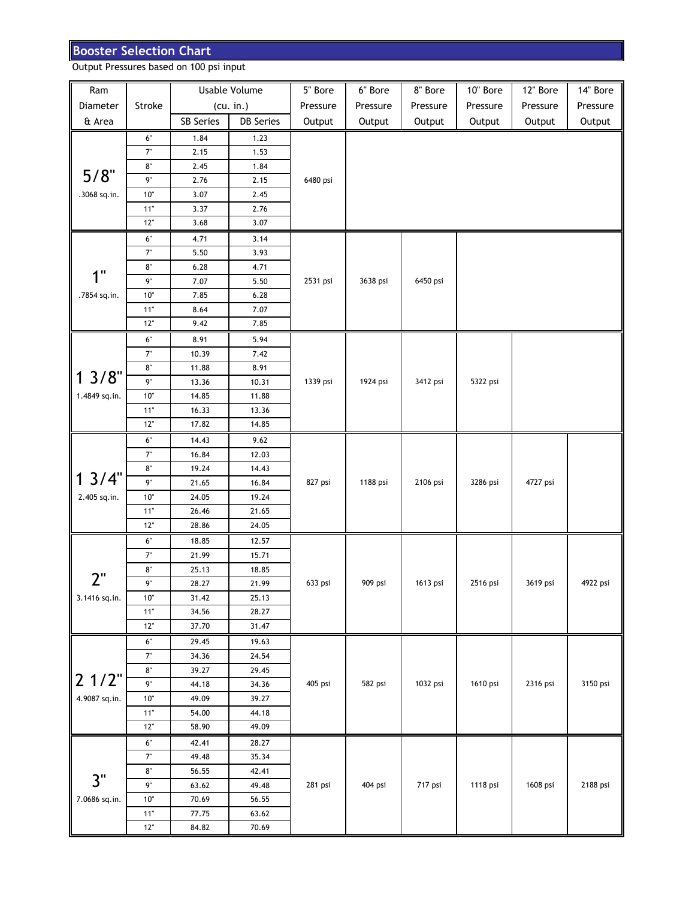## Booster Selection Chart

Output Pressures based on 100 psi input

| Ram Diameter & Area | Stroke | Usable Volume (cu. in.) SB Series | Usable Volume (cu. in.) DB Series | 5" Bore Pressure Output | 6" Bore Pressure Output | 8" Bore Pressure Output | 10" Bore Pressure Output | 12" Bore Pressure Output | 14" Bore Pressure Output |
|---|---|---|---|---|---|---|---|---|---|
| 5/8" .3068 sq.in. | 6" | 1.84 | 1.23 | 6480 psi | | | | | |
| | 7" | 2.15 | 1.53 | | | | | | |
| | 8" | 2.45 | 1.84 | | | | | | |
| | 9" | 2.76 | 2.15 | | | | | | |
| | 10" | 3.07 | 2.45 | | | | | | |
| | 11" | 3.37 | 2.76 | | | | | | |
| | 12" | 3.68 | 3.07 | | | | | | |
| 1" .7854 sq.in. | 6" | 4.71 | 3.14 | 2531 psi | 3638 psi | 6450 psi | | | |
| | 7" | 5.50 | 3.93 | | | | | | |
| | 8" | 6.28 | 4.71 | | | | | | |
| | 9" | 7.07 | 5.50 | | | | | | |
| | 10" | 7.85 | 6.28 | | | | | | |
| | 11" | 8.64 | 7.07 | | | | | | |
| | 12" | 9.42 | 7.85 | | | | | | |
| 1 3/8" 1.4849 sq.in. | 6" | 8.91 | 5.94 | 1339 psi | 1924 psi | 3412 psi | 5322 psi | | |
| | 7" | 10.39 | 7.42 | | | | | | |
| | 8" | 11.88 | 8.91 | | | | | | |
| | 9" | 13.36 | 10.31 | | | | | | |
| | 10" | 14.85 | 11.88 | | | | | | |
| | 11" | 16.33 | 13.36 | | | | | | |
| | 12" | 17.82 | 14.85 | | | | | | |
| 1 3/4" 2.405 sq.in. | 6" | 14.43 | 9.62 | 827 psi | 1188 psi | 2106 psi | 3286 psi | 4727 psi | |
| | 7" | 16.84 | 12.03 | | | | | | |
| | 8" | 19.24 | 14.43 | | | | | | |
| | 9" | 21.65 | 16.84 | | | | | | |
| | 10" | 24.05 | 19.24 | | | | | | |
| | 11" | 26.46 | 21.65 | | | | | | |
| | 12" | 28.86 | 24.05 | | | | | | |
| 2" 3.1416 sq.in. | 6" | 18.85 | 12.57 | 633 psi | 909 psi | 1613 psi | 2516 psi | 3619 psi | 4922 psi |
| | 7" | 21.99 | 15.71 | | | | | | |
| | 8" | 25.13 | 18.85 | | | | | | |
| | 9" | 28.27 | 21.99 | | | | | | |
| | 10" | 31.42 | 25.13 | | | | | | |
| | 11" | 34.56 | 28.27 | | | | | | |
| | 12" | 37.70 | 31.47 | | | | | | |
| 2 1/2" 4.9087 sq.in. | 6" | 29.45 | 19.63 | 405 psi | 582 psi | 1032 psi | 1610 psi | 2316 psi | 3150 psi |
| | 7" | 34.36 | 24.54 | | | | | | |
| | 8" | 39.27 | 29.45 | | | | | | |
| | 9" | 44.18 | 34.36 | | | | | | |
| | 10" | 49.09 | 39.27 | | | | | | |
| | 11" | 54.00 | 44.18 | | | | | | |
| | 12" | 58.90 | 49.09 | | | | | | |
| 3" 7.0686 sq.in. | 6" | 42.41 | 28.27 | 281 psi | 404 psi | 717 psi | 1118 psi | 1608 psi | 2188 psi |
| | 7" | 49.48 | 35.34 | | | | | | |
| | 8" | 56.55 | 42.41 | | | | | | |
| | 9" | 63.62 | 49.48 | | | | | | |
| | 10" | 70.69 | 56.55 | | | | | | |
| | 11" | 77.75 | 63.62 | | | | | | |
| | 12" | 84.82 | 70.69 | | | | | | |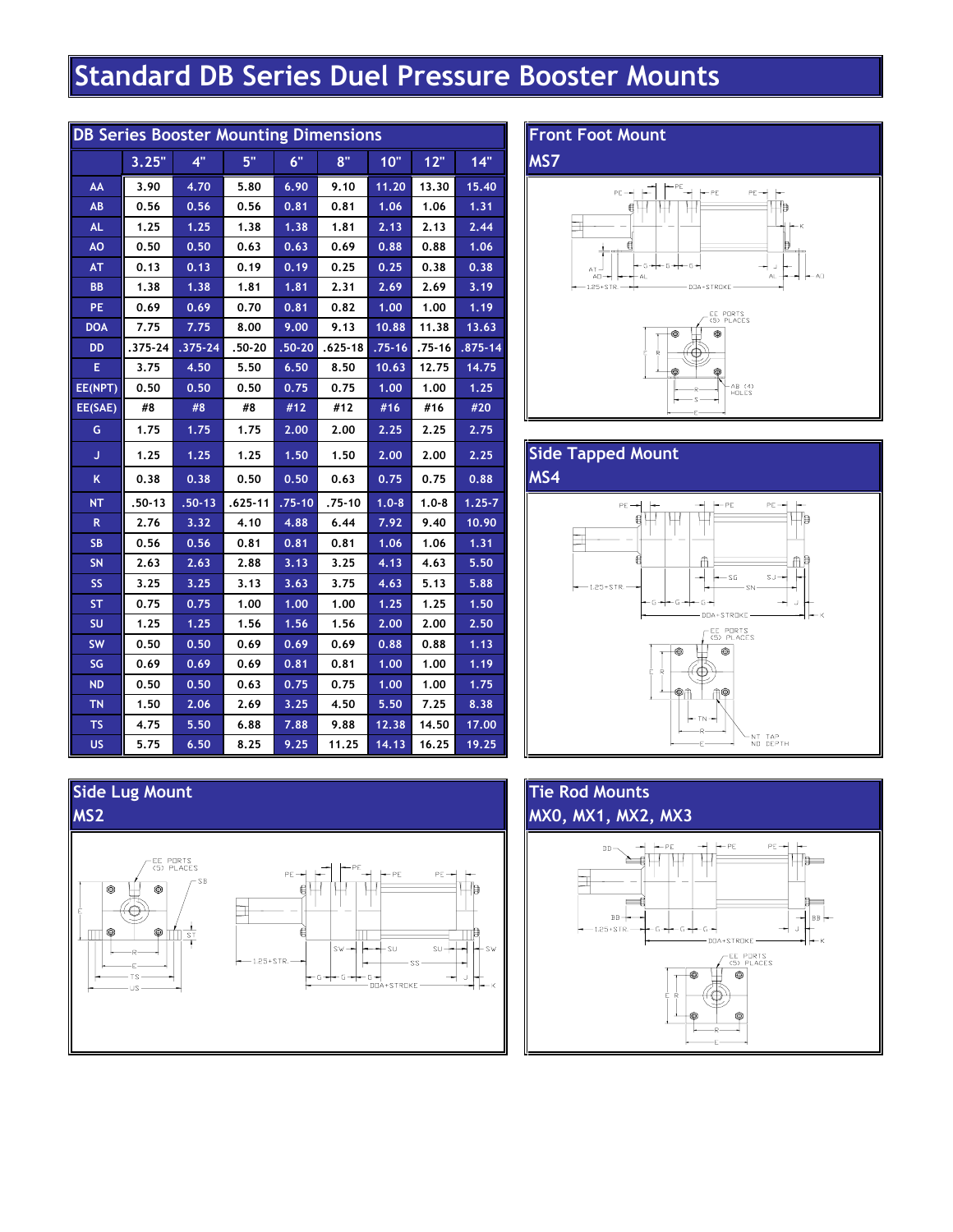# Standard DB Series Duel Pressure Booster Mounts

## DB Series Booster Mounting Dimensions

| | 3.25" | 4" | 5" | 6" | 8" | 10" | 12" | 14" |
|---|---|---|---|---|---|---|---|---|
| AA | 3.90 | 4.70 | 5.80 | 6.90 | 9.10 | 11.20 | 13.30 | 15.40 |
| AB | 0.56 | 0.56 | 0.56 | 0.81 | 0.81 | 1.06 | 1.06 | 1.31 |
| AL | 1.25 | 1.25 | 1.38 | 1.38 | 1.81 | 2.13 | 2.13 | 2.44 |
| AO | 0.50 | 0.50 | 0.63 | 0.63 | 0.69 | 0.88 | 0.88 | 1.06 |
| AT | 0.13 | 0.13 | 0.19 | 0.19 | 0.25 | 0.25 | 0.38 | 0.38 |
| BB | 1.38 | 1.38 | 1.81 | 1.81 | 2.31 | 2.69 | 2.69 | 3.19 |
| PE | 0.69 | 0.69 | 0.70 | 0.81 | 0.82 | 1.00 | 1.00 | 1.19 |
| DOA | 7.75 | 7.75 | 8.00 | 9.00 | 9.13 | 10.88 | 11.38 | 13.63 |
| DD | .375-24 | .375-24 | .50-20 | .50-20 | .625-18 | .75-16 | .75-16 | .875-14 |
| E | 3.75 | 4.50 | 5.50 | 6.50 | 8.50 | 10.63 | 12.75 | 14.75 |
| EE(NPT) | 0.50 | 0.50 | 0.50 | 0.75 | 0.75 | 1.00 | 1.00 | 1.25 |
| EE(SAE) | #8 | #8 | #8 | #12 | #12 | #16 | #16 | #20 |
| G | 1.75 | 1.75 | 1.75 | 2.00 | 2.00 | 2.25 | 2.25 | 2.75 |
| J | 1.25 | 1.25 | 1.25 | 1.50 | 1.50 | 2.00 | 2.00 | 2.25 |
| K | 0.38 | 0.38 | 0.50 | 0.50 | 0.63 | 0.75 | 0.75 | 0.88 |
| NT | .50-13 | .50-13 | .625-11 | .75-10 | .75-10 | 1.0-8 | 1.0-8 | 1.25-7 |
| R | 2.76 | 3.32 | 4.10 | 4.88 | 6.44 | 7.92 | 9.40 | 10.90 |
| SB | 0.56 | 0.56 | 0.81 | 0.81 | 0.81 | 1.06 | 1.06 | 1.31 |
| SN | 2.63 | 2.63 | 2.88 | 3.13 | 3.25 | 4.13 | 4.63 | 5.50 |
| SS | 3.25 | 3.25 | 3.13 | 3.63 | 3.75 | 4.63 | 5.13 | 5.88 |
| ST | 0.75 | 0.75 | 1.00 | 1.00 | 1.00 | 1.25 | 1.25 | 1.50 |
| SU | 1.25 | 1.25 | 1.56 | 1.56 | 1.56 | 2.00 | 2.00 | 2.50 |
| SW | 0.50 | 0.50 | 0.69 | 0.69 | 0.69 | 0.88 | 0.88 | 1.13 |
| SG | 0.69 | 0.69 | 0.69 | 0.81 | 0.81 | 1.00 | 1.00 | 1.19 |
| ND | 0.50 | 0.50 | 0.63 | 0.75 | 0.75 | 1.00 | 1.00 | 1.75 |
| TN | 1.50 | 2.06 | 2.69 | 3.25 | 4.50 | 5.50 | 7.25 | 8.38 |
| TS | 4.75 | 5.50 | 6.88 | 7.88 | 9.88 | 12.38 | 14.50 | 17.00 |
| US | 5.75 | 6.50 | 8.25 | 9.25 | 11.25 | 14.13 | 16.25 | 19.25 |

## Front Foot Mount
MS7

## Side Tapped Mount
MS4

## Side Lug Mount
MS2

## Tie Rod Mounts
MX0, MX1, MX2, MX3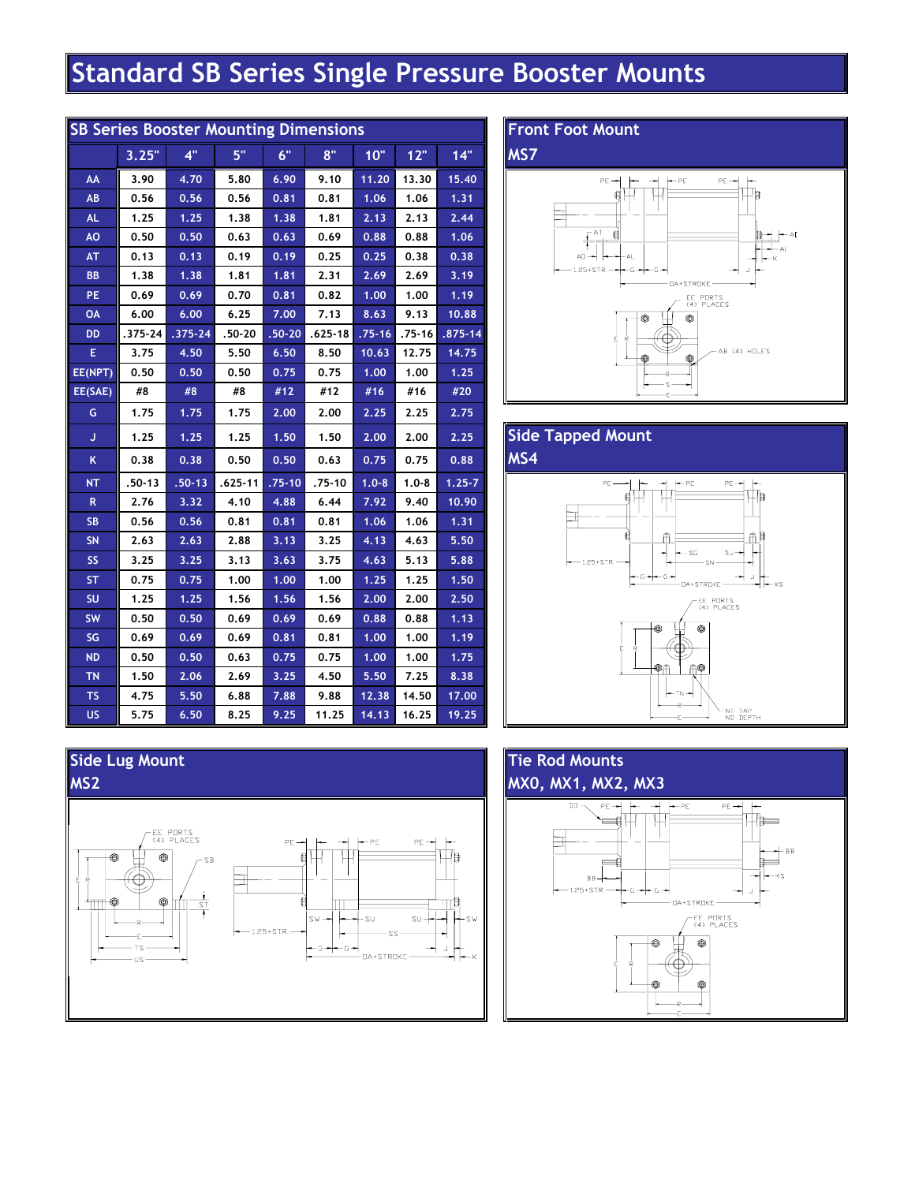# Standard SB Series Single Pressure Booster Mounts

## SB Series Booster Mounting Dimensions

| | 3.25" | 4" | 5" | 6" | 8" | 10" | 12" | 14" |
|---|---|---|---|---|---|---|---|---|
| AA | 3.90 | 4.70 | 5.80 | 6.90 | 9.10 | 11.20 | 13.30 | 15.40 |
| AB | 0.56 | 0.56 | 0.56 | 0.81 | 0.81 | 1.06 | 1.06 | 1.31 |
| AL | 1.25 | 1.25 | 1.38 | 1.38 | 1.81 | 2.13 | 2.13 | 2.44 |
| AO | 0.50 | 0.50 | 0.63 | 0.63 | 0.69 | 0.88 | 0.88 | 1.06 |
| AT | 0.13 | 0.13 | 0.19 | 0.19 | 0.25 | 0.25 | 0.38 | 0.38 |
| BB | 1.38 | 1.38 | 1.81 | 1.81 | 2.31 | 2.69 | 2.69 | 3.19 |
| PE | 0.69 | 0.69 | 0.70 | 0.81 | 0.82 | 1.00 | 1.00 | 1.19 |
| OA | 6.00 | 6.00 | 6.25 | 7.00 | 7.13 | 8.63 | 9.13 | 10.88 |
| DD | .375-24 | .375-24 | .50-20 | .50-20 | .625-18 | .75-16 | .75-16 | .875-14 |
| E | 3.75 | 4.50 | 5.50 | 6.50 | 8.50 | 10.63 | 12.75 | 14.75 |
| EE(NPT) | 0.50 | 0.50 | 0.50 | 0.75 | 0.75 | 1.00 | 1.00 | 1.25 |
| EE(SAE) | #8 | #8 | #8 | #12 | #12 | #16 | #16 | #20 |
| G | 1.75 | 1.75 | 1.75 | 2.00 | 2.00 | 2.25 | 2.25 | 2.75 |
| J | 1.25 | 1.25 | 1.25 | 1.50 | 1.50 | 2.00 | 2.00 | 2.25 |
| K | 0.38 | 0.38 | 0.50 | 0.50 | 0.63 | 0.75 | 0.75 | 0.88 |
| NT | .50-13 | .50-13 | .625-11 | .75-10 | .75-10 | 1.0-8 | 1.0-8 | 1.25-7 |
| R | 2.76 | 3.32 | 4.10 | 4.88 | 6.44 | 7.92 | 9.40 | 10.90 |
| SB | 0.56 | 0.56 | 0.81 | 0.81 | 0.81 | 1.06 | 1.06 | 1.31 |
| SN | 2.63 | 2.63 | 2.88 | 3.13 | 3.25 | 4.13 | 4.63 | 5.50 |
| SS | 3.25 | 3.25 | 3.13 | 3.63 | 3.75 | 4.63 | 5.13 | 5.88 |
| ST | 0.75 | 0.75 | 1.00 | 1.00 | 1.00 | 1.25 | 1.25 | 1.50 |
| SU | 1.25 | 1.25 | 1.56 | 1.56 | 1.56 | 2.00 | 2.00 | 2.50 |
| SW | 0.50 | 0.50 | 0.69 | 0.69 | 0.69 | 0.88 | 0.88 | 1.13 |
| SG | 0.69 | 0.69 | 0.69 | 0.81 | 0.81 | 1.00 | 1.00 | 1.19 |
| ND | 0.50 | 0.50 | 0.63 | 0.75 | 0.75 | 1.00 | 1.00 | 1.75 |
| TN | 1.50 | 2.06 | 2.69 | 3.25 | 4.50 | 5.50 | 7.25 | 8.38 |
| TS | 4.75 | 5.50 | 6.88 | 7.88 | 9.88 | 12.38 | 14.50 | 17.00 |
| US | 5.75 | 6.50 | 8.25 | 9.25 | 11.25 | 14.13 | 16.25 | 19.25 |

## Front Foot Mount
### MS7

## Side Tapped Mount
### MS4

## Side Lug Mount
### MS2

## Tie Rod Mounts
### MX0, MX1, MX2, MX3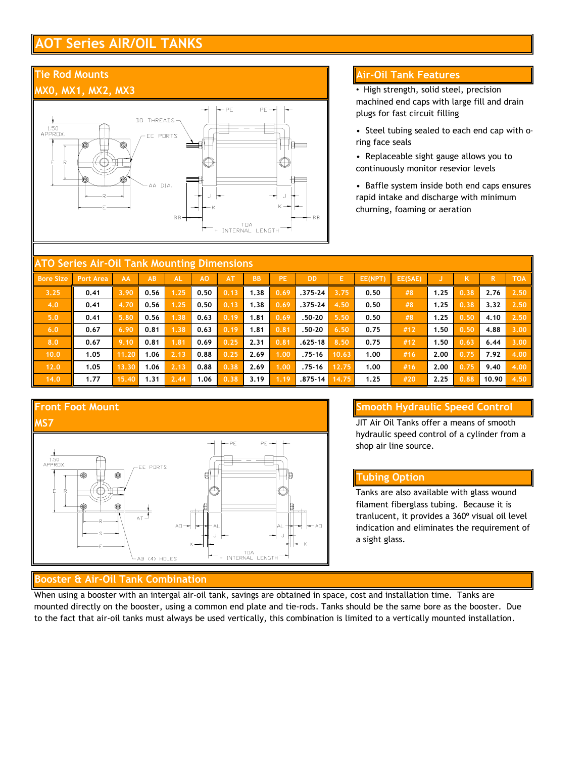# AOT Series AIR/OIL TANKS

## Tie Rod Mounts
## MX0, MX1, MX2, MX3

1.50 APPROX.

DD THREADS

EE PORTS

AA DIA.

E R

PE PE

J J

K K

BB BB

TOA + INTERNAL LENGTH

## Air-Oil Tank Features

- High strength, solid steel, precision machined end caps with large fill and drain plugs for fast circuit filling
- Steel tubing sealed to each end cap with o-ring face seals
- Replaceable sight gauge allows you to continuously monitor resevior levels
- Baffle system inside both end caps ensures rapid intake and discharge with minimum churning, foaming or aeration

## ATO Series Air-Oil Tank Mounting Dimensions

| Bore Size | Port Area | AA | AB | AL | AO | AT | BB | PE | DD | E | EE(NPT) | EE(SAE) | J | K | R | TOA |
|---|---|---|---|---|---|---|---|---|---|---|---|---|---|---|---|---|
| 3.25 | 0.41 | 3.90 | 0.56 | 1.25 | 0.50 | 0.13 | 1.38 | 0.69 | .375-24 | 3.75 | 0.50 | #8 | 1.25 | 0.38 | 2.76 | 2.50 |
| 4.0 | 0.41 | 4.70 | 0.56 | 1.25 | 0.50 | 0.13 | 1.38 | 0.69 | .375-24 | 4.50 | 0.50 | #8 | 1.25 | 0.38 | 3.32 | 2.50 |
| 5.0 | 0.41 | 5.80 | 0.56 | 1.38 | 0.63 | 0.19 | 1.81 | 0.69 | .50-20 | 5.50 | 0.50 | #8 | 1.25 | 0.50 | 4.10 | 2.50 |
| 6.0 | 0.67 | 6.90 | 0.81 | 1.38 | 0.63 | 0.19 | 1.81 | 0.81 | .50-20 | 6.50 | 0.75 | #12 | 1.50 | 0.50 | 4.88 | 3.00 |
| 8.0 | 0.67 | 9.10 | 0.81 | 1.81 | 0.69 | 0.25 | 2.31 | 0.81 | .625-18 | 8.50 | 0.75 | #12 | 1.50 | 0.63 | 6.44 | 3.00 |
| 10.0 | 1.05 | 11.20 | 1.06 | 2.13 | 0.88 | 0.25 | 2.69 | 1.00 | .75-16 | 10.63 | 1.00 | #16 | 2.00 | 0.75 | 7.92 | 4.00 |
| 12.0 | 1.05 | 13.30 | 1.06 | 2.13 | 0.88 | 0.38 | 2.69 | 1.00 | .75-16 | 12.75 | 1.00 | #16 | 2.00 | 0.75 | 9.40 | 4.00 |
| 14.0 | 1.77 | 15.40 | 1.31 | 2.44 | 1.06 | 0.38 | 3.19 | 1.19 | .875-14 | 14.75 | 1.25 | #20 | 2.25 | 0.88 | 10.90 | 4.50 |

## Front Foot Mount
## MS7

1.50 APPROX.

EE PORTS

E R

AT

R

S

E

AB (4) HOLES

PE PE

AO AL AL AO

J J

K K

TOA + INTERNAL LENGTH

## Smooth Hydraulic Speed Control

JIT Air Oil Tanks offer a means of smooth hydraulic speed control of a cylinder from a shop air line source.

## Tubing Option

Tanks are also available with glass wound filament fiberglass tubing. Because it is tranlucent, it provides a 360º visual oil level indication and eliminates the requirement of a sight glass.

## Booster & Air-Oil Tank Combination

When using a booster with an intergal air-oil tank, savings are obtained in space, cost and installation time. Tanks are mounted directly on the booster, using a common end plate and tie-rods. Tanks should be the same bore as the booster. Due to the fact that air-oil tanks must always be used vertically, this combination is limited to a vertically mounted installation.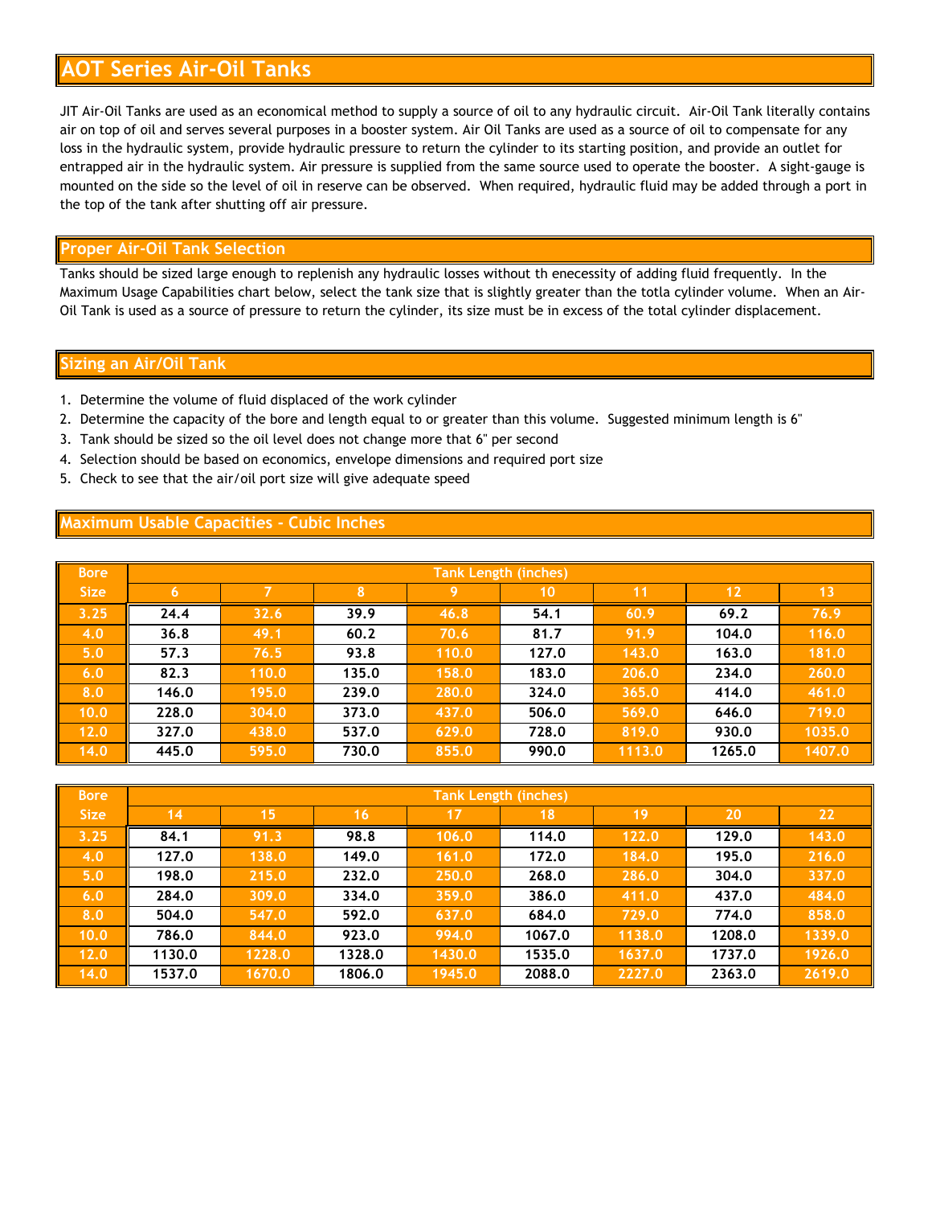# AOT Series Air-Oil Tanks

JIT Air-Oil Tanks are used as an economical method to supply a source of oil to any hydraulic circuit. Air-Oil Tank literally contains air on top of oil and serves several purposes in a booster system. Air Oil Tanks are used as a source of oil to compensate for any loss in the hydraulic system, provide hydraulic pressure to return the cylinder to its starting position, and provide an outlet for entrapped air in the hydraulic system. Air pressure is supplied from the same source used to operate the booster. A sight-gauge is mounted on the side so the level of oil in reserve can be observed. When required, hydraulic fluid may be added through a port in the top of the tank after shutting off air pressure.

## Proper Air-Oil Tank Selection

Tanks should be sized large enough to replenish any hydraulic losses without th enecessity of adding fluid frequently. In the Maximum Usage Capabilities chart below, select the tank size that is slightly greater than the totla cylinder volume. When an Air-Oil Tank is used as a source of pressure to return the cylinder, its size must be in excess of the total cylinder displacement.

## Sizing an Air/Oil Tank

1. Determine the volume of fluid displaced of the work cylinder
2. Determine the capacity of the bore and length equal to or greater than this volume. Suggested minimum length is 6"
3. Tank should be sized so the oil level does not change more that 6" per second
4. Selection should be based on economics, envelope dimensions and required port size
5. Check to see that the air/oil port size will give adequate speed

## Maximum Usable Capacities - Cubic Inches

| Bore | Tank Length (inches) | | | | | | | |
|---|---|---|---|---|---|---|---|---|
| Size | 6 | 7 | 8 | 9 | 10 | 11 | 12 | 13 |
| 3.25 | 24.4 | 32.6 | 39.9 | 46.8 | 54.1 | 60.9 | 69.2 | 76.9 |
| 4.0 | 36.8 | 49.1 | 60.2 | 70.6 | 81.7 | 91.9 | 104.0 | 116.0 |
| 5.0 | 57.3 | 76.5 | 93.8 | 110.0 | 127.0 | 143.0 | 163.0 | 181.0 |
| 6.0 | 82.3 | 110.0 | 135.0 | 158.0 | 183.0 | 206.0 | 234.0 | 260.0 |
| 8.0 | 146.0 | 195.0 | 239.0 | 280.0 | 324.0 | 365.0 | 414.0 | 461.0 |
| 10.0 | 228.0 | 304.0 | 373.0 | 437.0 | 506.0 | 569.0 | 646.0 | 719.0 |
| 12.0 | 327.0 | 438.0 | 537.0 | 629.0 | 728.0 | 819.0 | 930.0 | 1035.0 |
| 14.0 | 445.0 | 595.0 | 730.0 | 855.0 | 990.0 | 1113.0 | 1265.0 | 1407.0 |

| Bore | Tank Length (inches) | | | | | | | |
|---|---|---|---|---|---|---|---|---|
| Size | 14 | 15 | 16 | 17 | 18 | 19 | 20 | 22 |
| 3.25 | 84.1 | 91.3 | 98.8 | 106.0 | 114.0 | 122.0 | 129.0 | 143.0 |
| 4.0 | 127.0 | 138.0 | 149.0 | 161.0 | 172.0 | 184.0 | 195.0 | 216.0 |
| 5.0 | 198.0 | 215.0 | 232.0 | 250.0 | 268.0 | 286.0 | 304.0 | 337.0 |
| 6.0 | 284.0 | 309.0 | 334.0 | 359.0 | 386.0 | 411.0 | 437.0 | 484.0 |
| 8.0 | 504.0 | 547.0 | 592.0 | 637.0 | 684.0 | 729.0 | 774.0 | 858.0 |
| 10.0 | 786.0 | 844.0 | 923.0 | 994.0 | 1067.0 | 1138.0 | 1208.0 | 1339.0 |
| 12.0 | 1130.0 | 1228.0 | 1328.0 | 1430.0 | 1535.0 | 1637.0 | 1737.0 | 1926.0 |
| 14.0 | 1537.0 | 1670.0 | 1806.0 | 1945.0 | 2088.0 | 2227.0 | 2363.0 | 2619.0 |